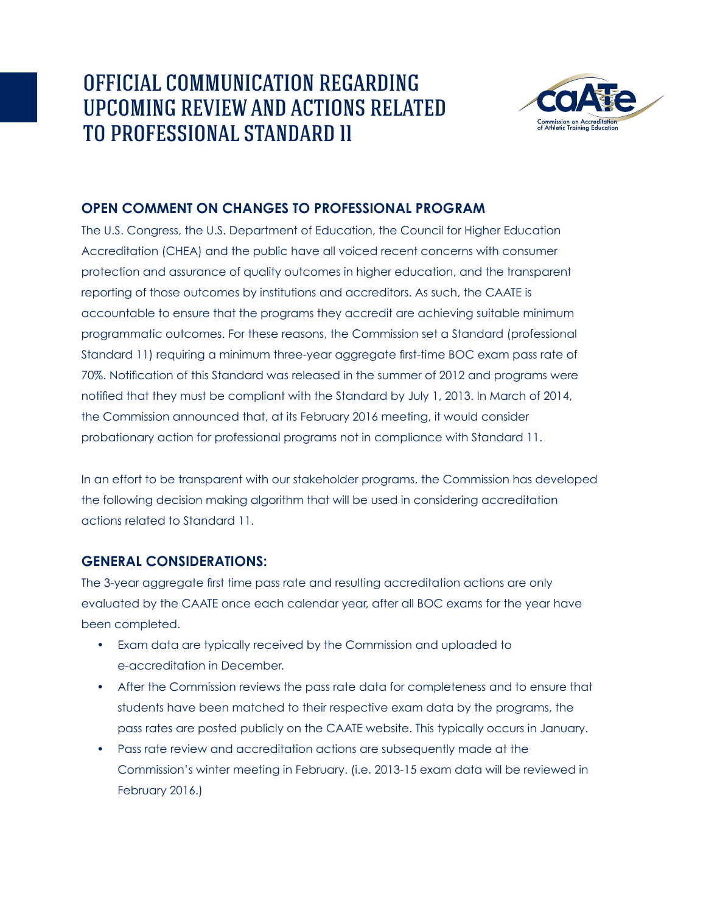# OFFICIAL COMMUNICATION REGARDING UPCOMING REVIEW AND ACTIONS RELATED TO PROFESSIONAL STANDARD 11

## OPEN COMMENT ON CHANGES TO PROFESSIONAL PROGRAM

The U.S. Congress, the U.S. Department of Education, the Council for Higher Education Accreditation (CHEA) and the public have all voiced recent concerns with consumer protection and assurance of quality outcomes in higher education, and the transparent reporting of those outcomes by institutions and accreditors. As such, the CAATE is accountable to ensure that the programs they accredit are achieving suitable minimum programmatic outcomes. For these reasons, the Commission set a Standard (professional Standard 11) requiring a minimum three-year aggregate first-time BOC exam pass rate of 70%. Notification of this Standard was released in the summer of 2012 and programs were notified that they must be compliant with the Standard by July 1, 2013. In March of 2014, the Commission announced that, at its February 2016 meeting, it would consider probationary action for professional programs not in compliance with Standard 11.

In an effort to be transparent with our stakeholder programs, the Commission has developed the following decision making algorithm that will be used in considering accreditation actions related to Standard 11.

## GENERAL CONSIDERATIONS:

The 3-year aggregate first time pass rate and resulting accreditation actions are only evaluated by the CAATE once each calendar year, after all BOC exams for the year have been completed.

- Exam data are typically received by the Commission and uploaded to e-accreditation in December.
- After the Commission reviews the pass rate data for completeness and to ensure that students have been matched to their respective exam data by the programs, the pass rates are posted publicly on the CAATE website. This typically occurs in January.
- Pass rate review and accreditation actions are subsequently made at the Commission's winter meeting in February. (i.e. 2013-15 exam data will be reviewed in February 2016.)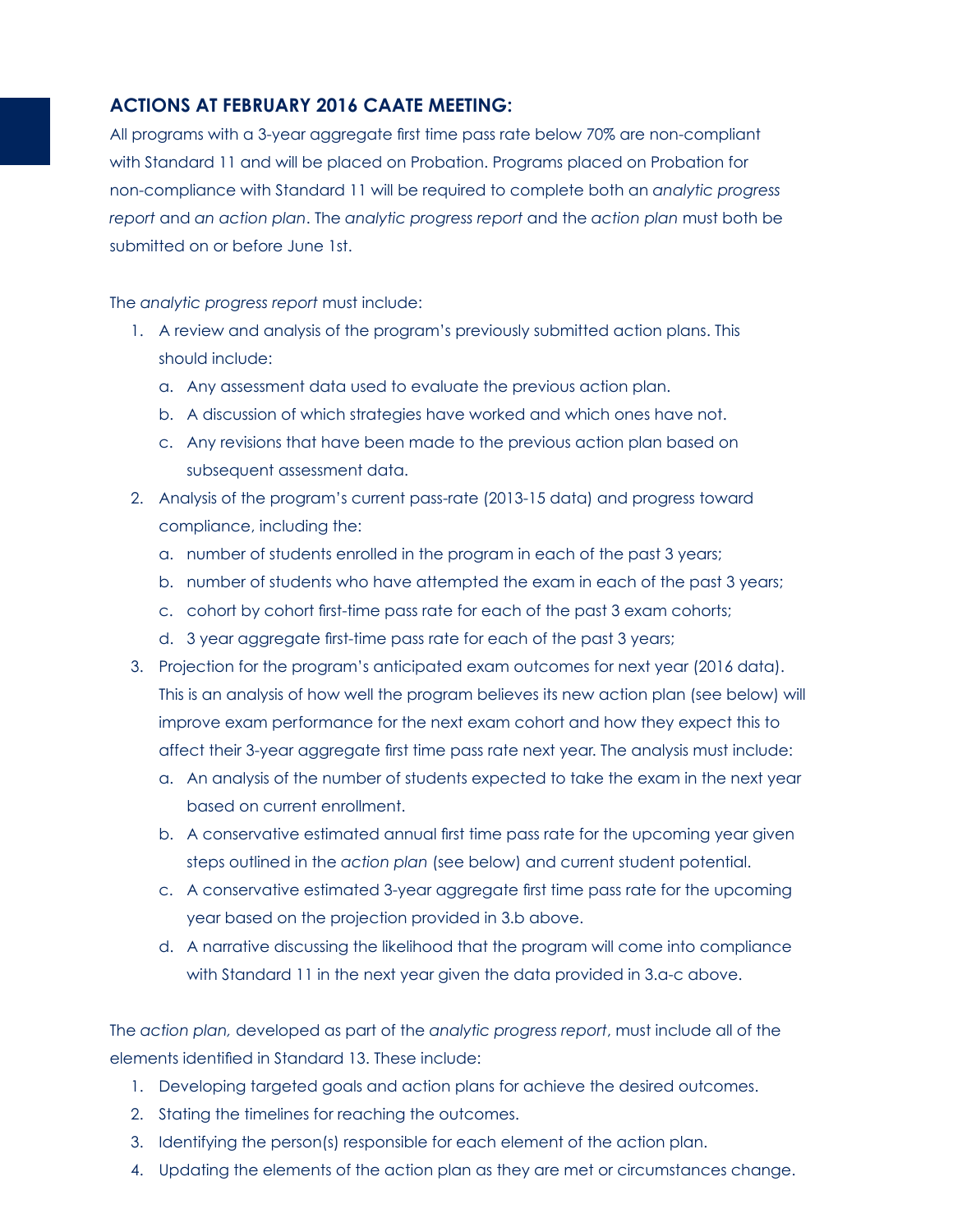## ACTIONS AT FEBRUARY 2016 CAATE MEETING:

All programs with a 3-year aggregate first time pass rate below 70% are non-compliant with Standard 11 and will be placed on Probation. Programs placed on Probation for non-compliance with Standard 11 will be required to complete both an *analytic progress report* and *an action plan*. The *analytic progress report* and the *action plan* must both be submitted on or before June 1st.

The *analytic progress report* must include:

1. A review and analysis of the program's previously submitted action plans. This should include:
   a. Any assessment data used to evaluate the previous action plan.
   b. A discussion of which strategies have worked and which ones have not.
   c. Any revisions that have been made to the previous action plan based on subsequent assessment data.
2. Analysis of the program's current pass-rate (2013-15 data) and progress toward compliance, including the:
   a. number of students enrolled in the program in each of the past 3 years;
   b. number of students who have attempted the exam in each of the past 3 years;
   c. cohort by cohort first-time pass rate for each of the past 3 exam cohorts;
   d. 3 year aggregate first-time pass rate for each of the past 3 years;
3. Projection for the program's anticipated exam outcomes for next year (2016 data). This is an analysis of how well the program believes its new action plan (see below) will improve exam performance for the next exam cohort and how they expect this to affect their 3-year aggregate first time pass rate next year. The analysis must include:
   a. An analysis of the number of students expected to take the exam in the next year based on current enrollment.
   b. A conservative estimated annual first time pass rate for the upcoming year given steps outlined in the *action plan* (see below) and current student potential.
   c. A conservative estimated 3-year aggregate first time pass rate for the upcoming year based on the projection provided in 3.b above.
   d. A narrative discussing the likelihood that the program will come into compliance with Standard 11 in the next year given the data provided in 3.a-c above.

The *action plan,* developed as part of the *analytic progress report*, must include all of the elements identified in Standard 13. These include:

1. Developing targeted goals and action plans for achieve the desired outcomes.
2. Stating the timelines for reaching the outcomes.
3. Identifying the person(s) responsible for each element of the action plan.
4. Updating the elements of the action plan as they are met or circumstances change.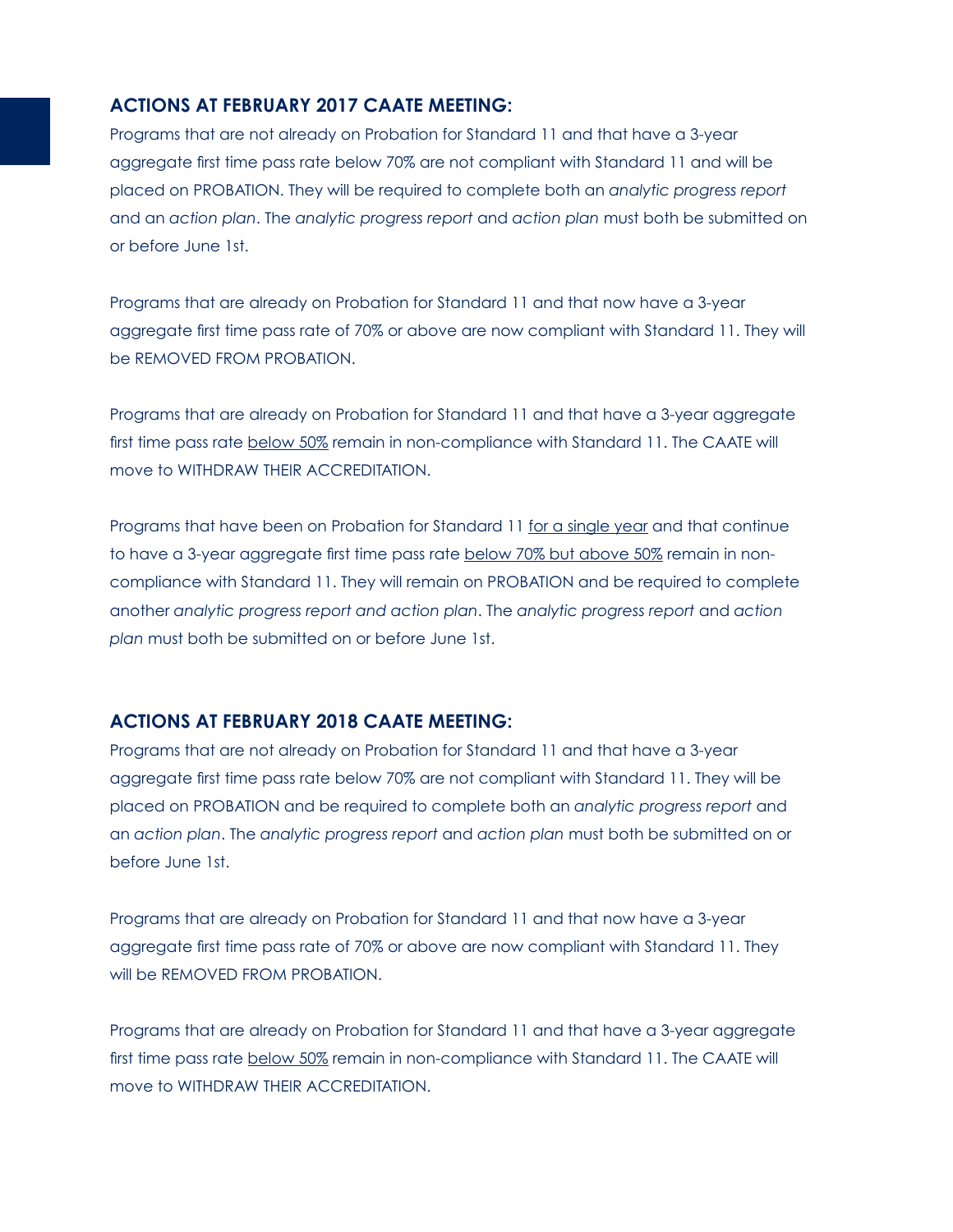## ACTIONS AT FEBRUARY 2017 CAATE MEETING:

Programs that are not already on Probation for Standard 11 and that have a 3-year aggregate first time pass rate below 70% are not compliant with Standard 11 and will be placed on PROBATION. They will be required to complete both an *analytic progress report* and an *action plan*. The *analytic progress report* and *action plan* must both be submitted on or before June 1st.

Programs that are already on Probation for Standard 11 and that now have a 3-year aggregate first time pass rate of 70% or above are now compliant with Standard 11. They will be REMOVED FROM PROBATION.

Programs that are already on Probation for Standard 11 and that have a 3-year aggregate first time pass rate <u>below 50%</u> remain in non-compliance with Standard 11. The CAATE will move to WITHDRAW THEIR ACCREDITATION.

Programs that have been on Probation for Standard 11 <u>for a single year</u> and that continue to have a 3-year aggregate first time pass rate <u>below 70% but above 50%</u> remain in non-compliance with Standard 11. They will remain on PROBATION and be required to complete another *analytic progress report and action plan*. The *analytic progress report* and *action plan* must both be submitted on or before June 1st.

## ACTIONS AT FEBRUARY 2018 CAATE MEETING:

Programs that are not already on Probation for Standard 11 and that have a 3-year aggregate first time pass rate below 70% are not compliant with Standard 11. They will be placed on PROBATION and be required to complete both an *analytic progress report* and an *action plan*. The *analytic progress report* and *action plan* must both be submitted on or before June 1st.

Programs that are already on Probation for Standard 11 and that now have a 3-year aggregate first time pass rate of 70% or above are now compliant with Standard 11. They will be REMOVED FROM PROBATION.

Programs that are already on Probation for Standard 11 and that have a 3-year aggregate first time pass rate <u>below 50%</u> remain in non-compliance with Standard 11. The CAATE will move to WITHDRAW THEIR ACCREDITATION.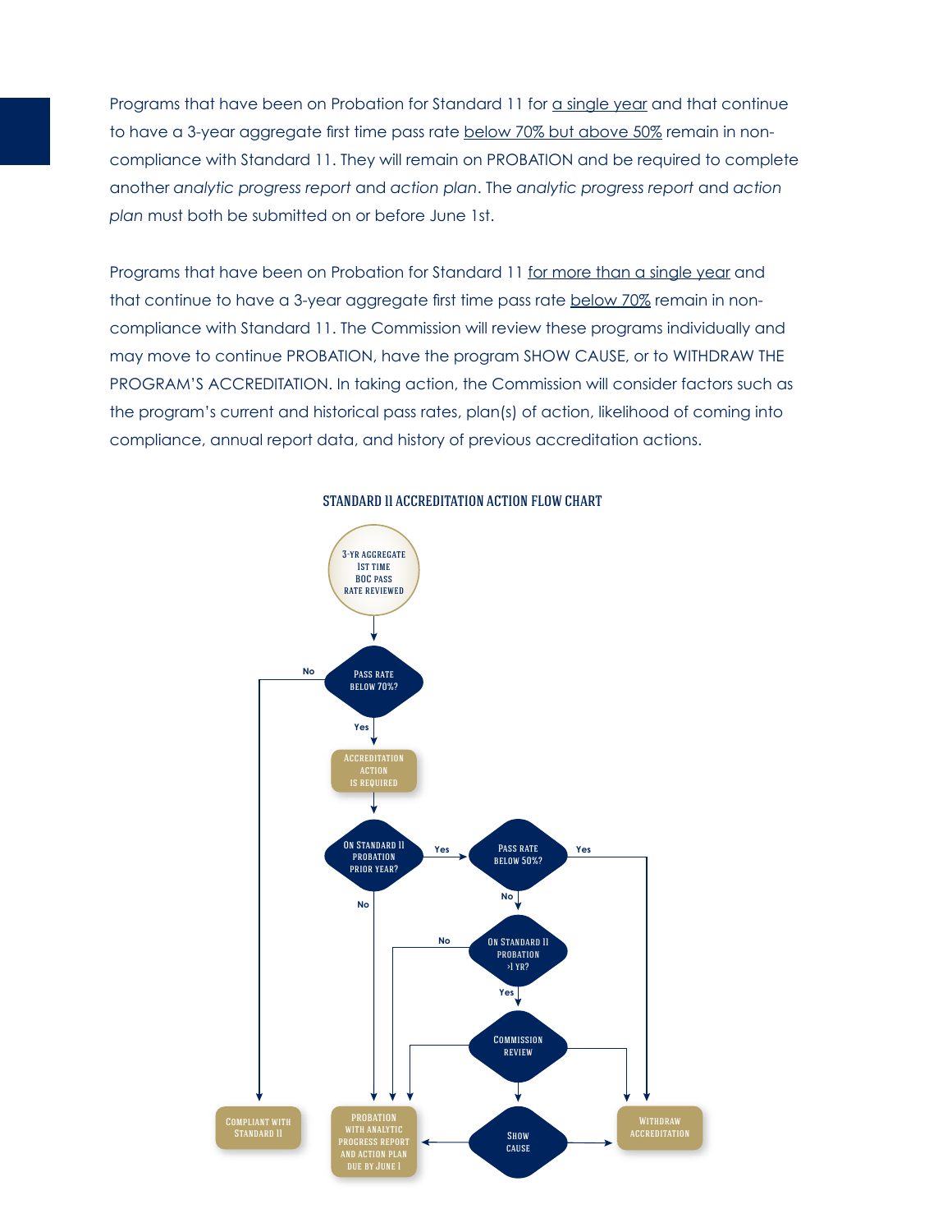Programs that have been on Probation for Standard 11 for a single year and that continue to have a 3-year aggregate first time pass rate below 70% but above 50% remain in non-compliance with Standard 11. They will remain on PROBATION and be required to complete another *analytic progress report* and *action plan*. The *analytic progress report* and *action plan* must both be submitted on or before June 1st.

Programs that have been on Probation for Standard 11 for more than a single year and that continue to have a 3-year aggregate first time pass rate below 70% remain in non-compliance with Standard 11. The Commission will review these programs individually and may move to continue PROBATION, have the program SHOW CAUSE, or to WITHDRAW THE PROGRAM'S ACCREDITATION. In taking action, the Commission will consider factors such as the program's current and historical pass rates, plan(s) of action, likelihood of coming into compliance, annual report data, and history of previous accreditation actions.

## STANDARD 11 ACCREDITATION ACTION FLOW CHART

3-YR AGGREGATE 1ST TIME BOC PASS RATE REVIEWED

PASS RATE BELOW 70%?

No

Yes

ACCREDITATION ACTION IS REQUIRED

ON STANDARD 11 PROBATION PRIOR YEAR?

Yes

No

PASS RATE BELOW 50%?

Yes

No

ON STANDARD 11 PROBATION >1 YR?

No

Yes

COMMISSION REVIEW

SHOW CAUSE

COMPLIANT WITH STANDARD 11

PROBATION WITH ANALYTIC PROGRESS REPORT AND ACTION PLAN DUE BY JUNE 1

WITHDRAW ACCREDITATION